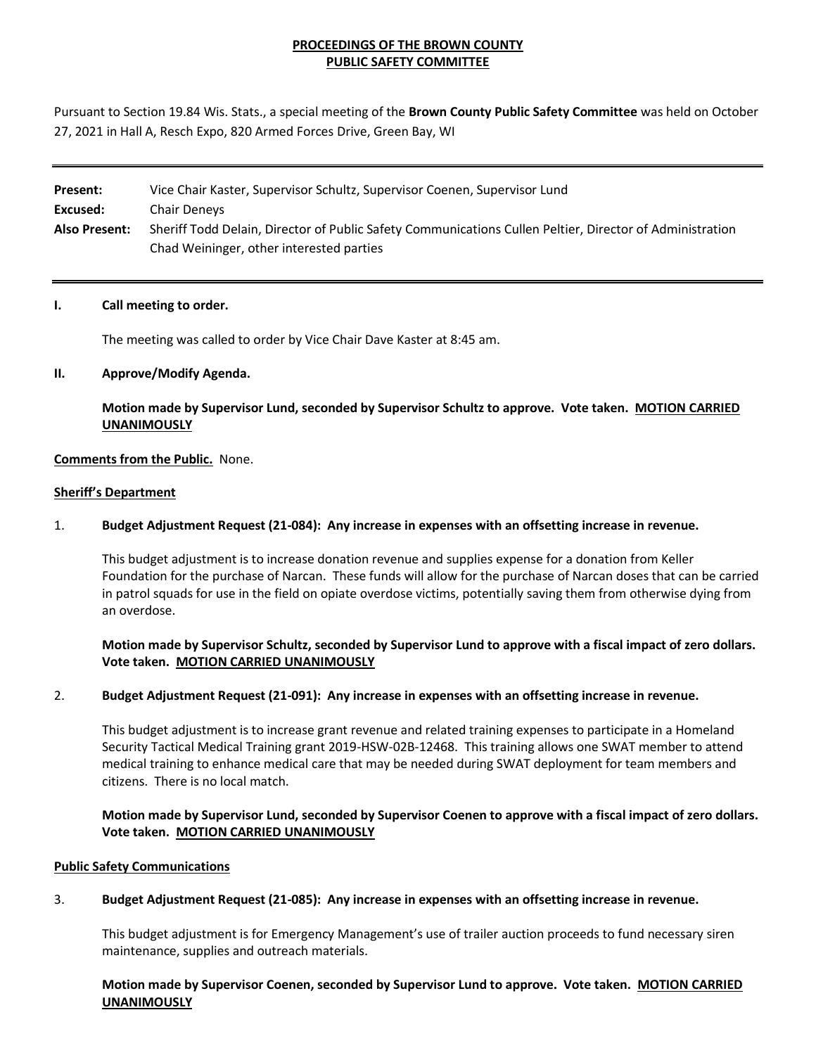**PROCEEDINGS OF THE BROWN COUNTY PUBLIC SAFETY COMMITTEE**

Pursuant to Section 19.84 Wis. Stats., a special meeting of the **Brown County Public Safety Committee** was held on October 27, 2021 in Hall A, Resch Expo, 820 Armed Forces Drive, Green Bay, WI

---

**Present:** Vice Chair Kaster, Supervisor Schultz, Supervisor Coenen, Supervisor Lund

**Excused:** Chair Deneys

**Also Present:** Sheriff Todd Delain, Director of Public Safety Communications Cullen Peltier, Director of Administration Chad Weininger, other interested parties

---

**I. Call meeting to order.**

The meeting was called to order by Vice Chair Dave Kaster at 8:45 am.

**II. Approve/Modify Agenda.**

**Motion made by Supervisor Lund, seconded by Supervisor Schultz to approve. Vote taken. MOTION CARRIED UNANIMOUSLY**

**Comments from the Public.** None.

**Sheriff's Department**

1. **Budget Adjustment Request (21-084): Any increase in expenses with an offsetting increase in revenue.**

   This budget adjustment is to increase donation revenue and supplies expense for a donation from Keller Foundation for the purchase of Narcan. These funds will allow for the purchase of Narcan doses that can be carried in patrol squads for use in the field on opiate overdose victims, potentially saving them from otherwise dying from an overdose.

   **Motion made by Supervisor Schultz, seconded by Supervisor Lund to approve with a fiscal impact of zero dollars. Vote taken. MOTION CARRIED UNANIMOUSLY**

2. **Budget Adjustment Request (21-091): Any increase in expenses with an offsetting increase in revenue.**

   This budget adjustment is to increase grant revenue and related training expenses to participate in a Homeland Security Tactical Medical Training grant 2019-HSW-02B-12468. This training allows one SWAT member to attend medical training to enhance medical care that may be needed during SWAT deployment for team members and citizens. There is no local match.

   **Motion made by Supervisor Lund, seconded by Supervisor Coenen to approve with a fiscal impact of zero dollars. Vote taken. MOTION CARRIED UNANIMOUSLY**

**Public Safety Communications**

3. **Budget Adjustment Request (21-085): Any increase in expenses with an offsetting increase in revenue.**

   This budget adjustment is for Emergency Management's use of trailer auction proceeds to fund necessary siren maintenance, supplies and outreach materials.

   **Motion made by Supervisor Coenen, seconded by Supervisor Lund to approve. Vote taken. MOTION CARRIED UNANIMOUSLY**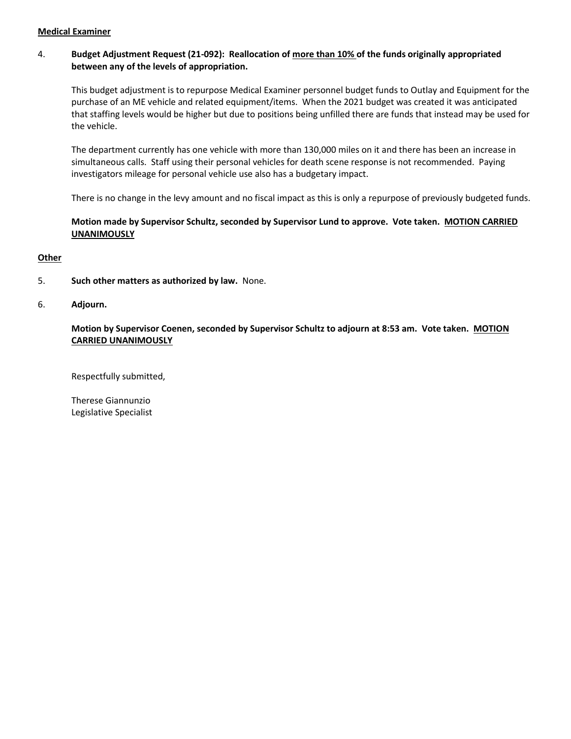**Medical Examiner**

4. **Budget Adjustment Request (21-092): Reallocation of more than 10% of the funds originally appropriated between any of the levels of appropriation.**

   This budget adjustment is to repurpose Medical Examiner personnel budget funds to Outlay and Equipment for the purchase of an ME vehicle and related equipment/items. When the 2021 budget was created it was anticipated that staffing levels would be higher but due to positions being unfilled there are funds that instead may be used for the vehicle.

   The department currently has one vehicle with more than 130,000 miles on it and there has been an increase in simultaneous calls. Staff using their personal vehicles for death scene response is not recommended. Paying investigators mileage for personal vehicle use also has a budgetary impact.

   There is no change in the levy amount and no fiscal impact as this is only a repurpose of previously budgeted funds.

   **Motion made by Supervisor Schultz, seconded by Supervisor Lund to approve. Vote taken. MOTION CARRIED UNANIMOUSLY**

**Other**

5. **Such other matters as authorized by law.** None.

6. **Adjourn.**

   **Motion by Supervisor Coenen, seconded by Supervisor Schultz to adjourn at 8:53 am. Vote taken. MOTION CARRIED UNANIMOUSLY**

Respectfully submitted,

Therese Giannunzio
Legislative Specialist